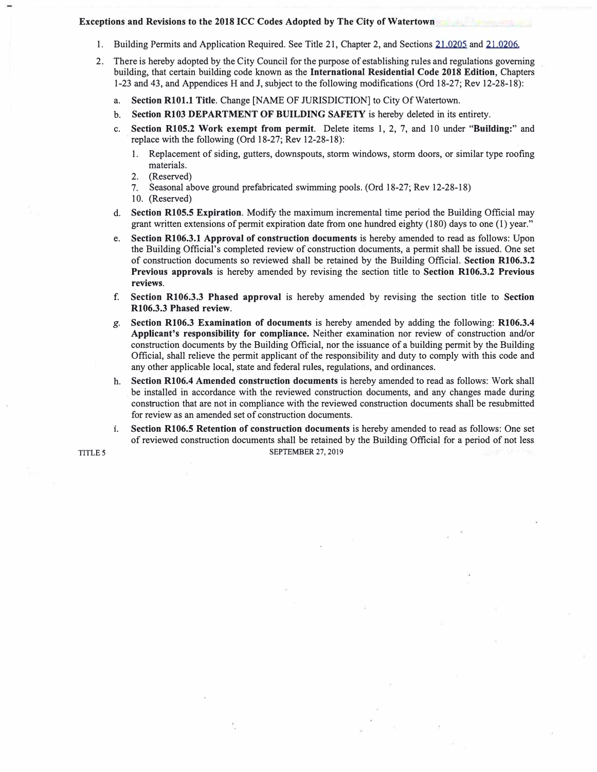**Exceptions and Revisions to the 2018 ICC Codes Adopted by The City of Watertown**

1. Building Permits and Application Required. See Title 21, Chapter 2, and Sections 21.0205 and 21.0206.
2. There is hereby adopted by the City Council for the purpose of establishing rules and regulations governing building, that certain building code known as the **International Residential Code 2018 Edition**, Chapters 1-23 and 43, and Appendices H and J, subject to the following modifications (Ord 18-27; Rev 12-28-18):
   a. **Section R101.1 Title**. Change [NAME OF JURISDICTION] to City Of Watertown.
   b. **Section R103 DEPARTMENT OF BUILDING SAFETY** is hereby deleted in its entirety.
   c. **Section R105.2 Work exempt from permit**. Delete items 1, 2, 7, and 10 under "**Building:**" and replace with the following (Ord 18-27; Rev 12-28-18):
      1. Replacement of siding, gutters, downspouts, storm windows, storm doors, or similar type roofing materials.
      2. (Reserved)
      7. Seasonal above ground prefabricated swimming pools. (Ord 18-27; Rev 12-28-18)
      10. (Reserved)
   d. **Section R105.5 Expiration**. Modify the maximum incremental time period the Building Official may grant written extensions of permit expiration date from one hundred eighty (180) days to one (1) year."
   e. **Section R106.3.1 Approval of construction documents** is hereby amended to read as follows: Upon the Building Official's completed review of construction documents, a permit shall be issued. One set of construction documents so reviewed shall be retained by the Building Official. **Section R106.3.2 Previous approvals** is hereby amended by revising the section title to **Section R106.3.2 Previous reviews**.
   f. **Section R106.3.3 Phased approval** is hereby amended by revising the section title to **Section R106.3.3 Phased review**.
   g. **Section R106.3 Examination of documents** is hereby amended by adding the following: **R106.3.4 Applicant's responsibility for compliance.** Neither examination nor review of construction and/or construction documents by the Building Official, nor the issuance of a building permit by the Building Official, shall relieve the permit applicant of the responsibility and duty to comply with this code and any other applicable local, state and federal rules, regulations, and ordinances.
   h. **Section R106.4 Amended construction documents** is hereby amended to read as follows: Work shall be installed in accordance with the reviewed construction documents, and any changes made during construction that are not in compliance with the reviewed construction documents shall be resubmitted for review as an amended set of construction documents.
   i. **Section R106.5 Retention of construction documents** is hereby amended to read as follows: One set of reviewed construction documents shall be retained by the Building Official for a period of not less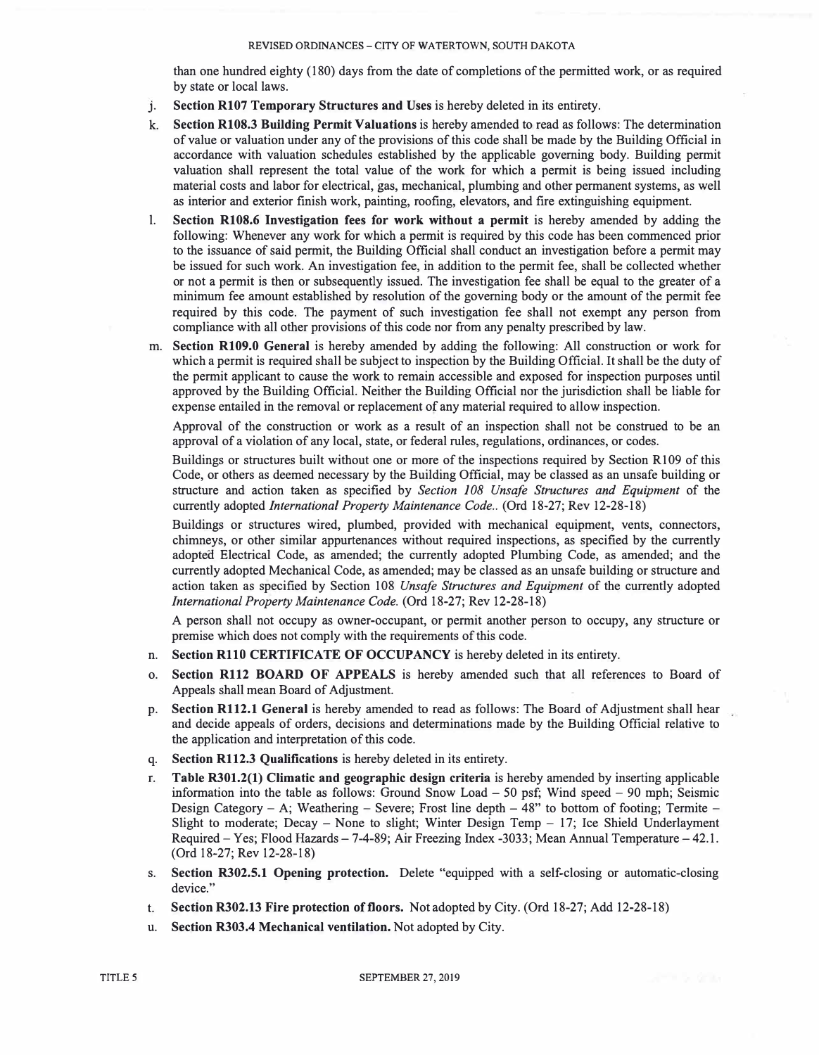than one hundred eighty (180) days from the date of completions of the permitted work, or as required by state or local laws.

j. **Section R107 Temporary Structures and Uses** is hereby deleted in its entirety.

k. **Section R108.3 Building Permit Valuations** is hereby amended to read as follows: The determination of value or valuation under any of the provisions of this code shall be made by the Building Official in accordance with valuation schedules established by the applicable governing body. Building permit valuation shall represent the total value of the work for which a permit is being issued including material costs and labor for electrical, gas, mechanical, plumbing and other permanent systems, as well as interior and exterior finish work, painting, roofing, elevators, and fire extinguishing equipment.

l. **Section R108.6 Investigation fees for work without a permit** is hereby amended by adding the following: Whenever any work for which a permit is required by this code has been commenced prior to the issuance of said permit, the Building Official shall conduct an investigation before a permit may be issued for such work. An investigation fee, in addition to the permit fee, shall be collected whether or not a permit is then or subsequently issued. The investigation fee shall be equal to the greater of a minimum fee amount established by resolution of the governing body or the amount of the permit fee required by this code. The payment of such investigation fee shall not exempt any person from compliance with all other provisions of this code nor from any penalty prescribed by law.

m. **Section R109.0 General** is hereby amended by adding the following: All construction or work for which a permit is required shall be subject to inspection by the Building Official. It shall be the duty of the permit applicant to cause the work to remain accessible and exposed for inspection purposes until approved by the Building Official. Neither the Building Official nor the jurisdiction shall be liable for expense entailed in the removal or replacement of any material required to allow inspection.

   Approval of the construction or work as a result of an inspection shall not be construed to be an approval of a violation of any local, state, or federal rules, regulations, ordinances, or codes.

   Buildings or structures built without one or more of the inspections required by Section R109 of this Code, or others as deemed necessary by the Building Official, may be classed as an unsafe building or structure and action taken as specified by *Section 108 Unsafe Structures and Equipment* of the currently adopted *International Property Maintenance Code*.. (Ord 18-27; Rev 12-28-18)

   Buildings or structures wired, plumbed, provided with mechanical equipment, vents, connectors, chimneys, or other similar appurtenances without required inspections, as specified by the currently adopted Electrical Code, as amended; the currently adopted Plumbing Code, as amended; and the currently adopted Mechanical Code, as amended; may be classed as an unsafe building or structure and action taken as specified by Section 108 *Unsafe Structures and Equipment* of the currently adopted *International Property Maintenance Code.* (Ord 18-27; Rev 12-28-18)

   A person shall not occupy as owner-occupant, or permit another person to occupy, any structure or premise which does not comply with the requirements of this code.

n. **Section R110 CERTIFICATE OF OCCUPANCY** is hereby deleted in its entirety.

o. **Section R112 BOARD OF APPEALS** is hereby amended such that all references to Board of Appeals shall mean Board of Adjustment.

p. **Section R112.1 General** is hereby amended to read as follows: The Board of Adjustment shall hear and decide appeals of orders, decisions and determinations made by the Building Official relative to the application and interpretation of this code.

q. **Section R112.3 Qualifications** is hereby deleted in its entirety.

r. **Table R301.2(1) Climatic and geographic design criteria** is hereby amended by inserting applicable information into the table as follows: Ground Snow Load – 50 psf; Wind speed – 90 mph; Seismic Design Category – A; Weathering – Severe; Frost line depth – 48" to bottom of footing; Termite – Slight to moderate; Decay – None to slight; Winter Design Temp – 17; Ice Shield Underlayment Required – Yes; Flood Hazards – 7-4-89; Air Freezing Index -3033; Mean Annual Temperature – 42.1. (Ord 18-27; Rev 12-28-18)

s. **Section R302.5.1 Opening protection.** Delete "equipped with a self-closing or automatic-closing device."

t. **Section R302.13 Fire protection of floors.** Not adopted by City. (Ord 18-27; Add 12-28-18)

u. **Section R303.4 Mechanical ventilation.** Not adopted by City.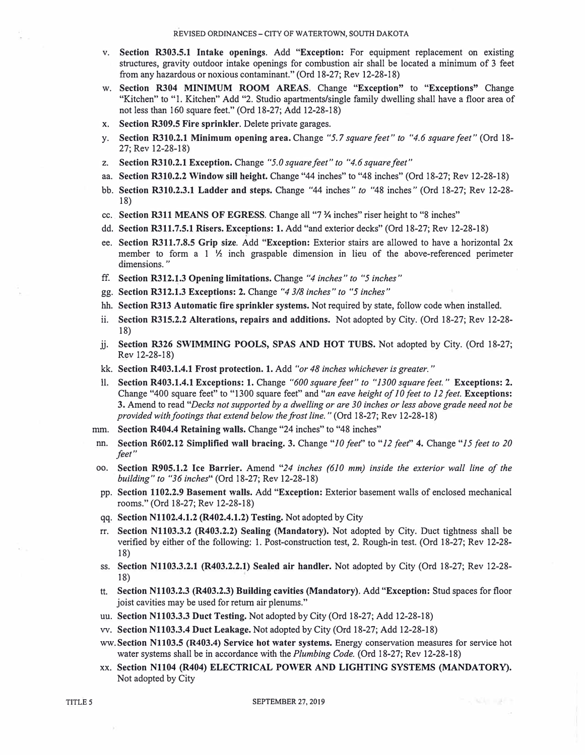v. **Section R303.5.1 Intake openings**. Add "**Exception:** For equipment replacement on existing structures, gravity outdoor intake openings for combustion air shall be located a minimum of 3 feet from any hazardous or noxious contaminant." (Ord 18-27; Rev 12-28-18)

w. **Section R304 MINIMUM ROOM AREAS**. Change "**Exception**" to "**Exceptions**" Change "Kitchen" to "1. Kitchen" Add "2. Studio apartments/single family dwelling shall have a floor area of not less than 160 square feet." (Ord 18-27; Add 12-28-18)

x. **Section R309.5 Fire sprinkler**. Delete private garages.

y. **Section R310.2.1 Minimum opening area.** Change *"5.7 square feet" to "4.6 square feet"* (Ord 18-27; Rev 12-28-18)

z. **Section R310.2.1 Exception.** Change *"5.0 square feet" to "4.6 square feet"*

aa. **Section R310.2.2 Window sill height.** Change "44 inches" to "48 inches" (Ord 18-27; Rev 12-28-18)

bb. **Section R310.2.3.1 Ladder and steps.** Change *"44 inches" to "48 inches"* (Ord 18-27; Rev 12-28-18)

cc. **Section R311 MEANS OF EGRESS**. Change all "7 ¾ inches" riser height to "8 inches"

dd. **Section R311.7.5.1 Risers. Exceptions: 1.** Add "and exterior decks" (Ord 18-27; Rev 12-28-18)

ee. **Section R311.7.8.5 Grip size**. Add "**Exception:** Exterior stairs are allowed to have a horizontal 2x member to form a 1 ½ inch graspable dimension in lieu of the above-referenced perimeter dimensions."

ff. **Section R312.1.3 Opening limitations.** Change *"4 inches" to "5 inches"*

gg. **Section R312.1.3 Exceptions: 2.** Change *"4 3/8 inches" to "5 inches"*

hh. **Section R313 Automatic fire sprinkler systems.** Not required by state, follow code when installed.

ii. **Section R315.2.2 Alterations, repairs and additions.** Not adopted by City. (Ord 18-27; Rev 12-28-18)

jj. **Section R326 SWIMMING POOLS, SPAS AND HOT TUBS.** Not adopted by City. (Ord 18-27; Rev 12-28-18)

kk. **Section R403.1.4.1 Frost protection. 1.** Add *"or 48 inches whichever is greater."*

ll. **Section R403.1.4.1 Exceptions: 1.** Change *"600 square feet" to "1300 square feet."* **Exceptions: 2.** Change "400 square feet" to "1300 square feet" and *"an eave height of 10 feet to 12 feet.* **Exceptions: 3.** Amend to read *"Decks not supported by a dwelling or are 30 inches or less above grade need not be provided with footings that extend below the frost line."* (Ord 18-27; Rev 12-28-18)

mm. **Section R404.4 Retaining walls.** Change "24 inches" to "48 inches"

nn. **Section R602.12 Simplified wall bracing. 3.** Change *"10 feet"* to *"12 feet"* **4.** Change *"15 feet to 20 feet"*

oo. **Section R905.1.2 Ice Barrier.** Amend *"24 inches (610 mm) inside the exterior wall line of the building" to "36 inches"* (Ord 18-27; Rev 12-28-18)

pp. **Section 1102.2.9 Basement walls.** Add "**Exception:** Exterior basement walls of enclosed mechanical rooms." (Ord 18-27; Rev 12-28-18)

qq. **Section N1102.4.1.2 (R402.4.1.2) Testing.** Not adopted by City

rr. **Section N1103.3.2 (R403.2.2) Sealing (Mandatory).** Not adopted by City. Duct tightness shall be verified by either of the following: 1. Post-construction test, 2. Rough-in test. (Ord 18-27; Rev 12-28-18)

ss. **Section N1103.3.2.1 (R403.2.2.1) Sealed air handler.** Not adopted by City (Ord 18-27; Rev 12-28-18)

tt. **Section N1103.2.3 (R403.2.3) Building cavities (Mandatory).** Add "**Exception:** Stud spaces for floor joist cavities may be used for return air plenums."

uu. **Section N1103.3.3 Duct Testing.** Not adopted by City (Ord 18-27; Add 12-28-18)

vv. **Section N1103.3.4 Duct Leakage.** Not adopted by City (Ord 18-27; Add 12-28-18)

ww. **Section N1103.5 (R403.4) Service hot water systems.** Energy conservation measures for service hot water systems shall be in accordance with the *Plumbing Code.* (Ord 18-27; Rev 12-28-18)

xx. **Section N1104 (R404) ELECTRICAL POWER AND LIGHTING SYSTEMS (MANDATORY).** Not adopted by City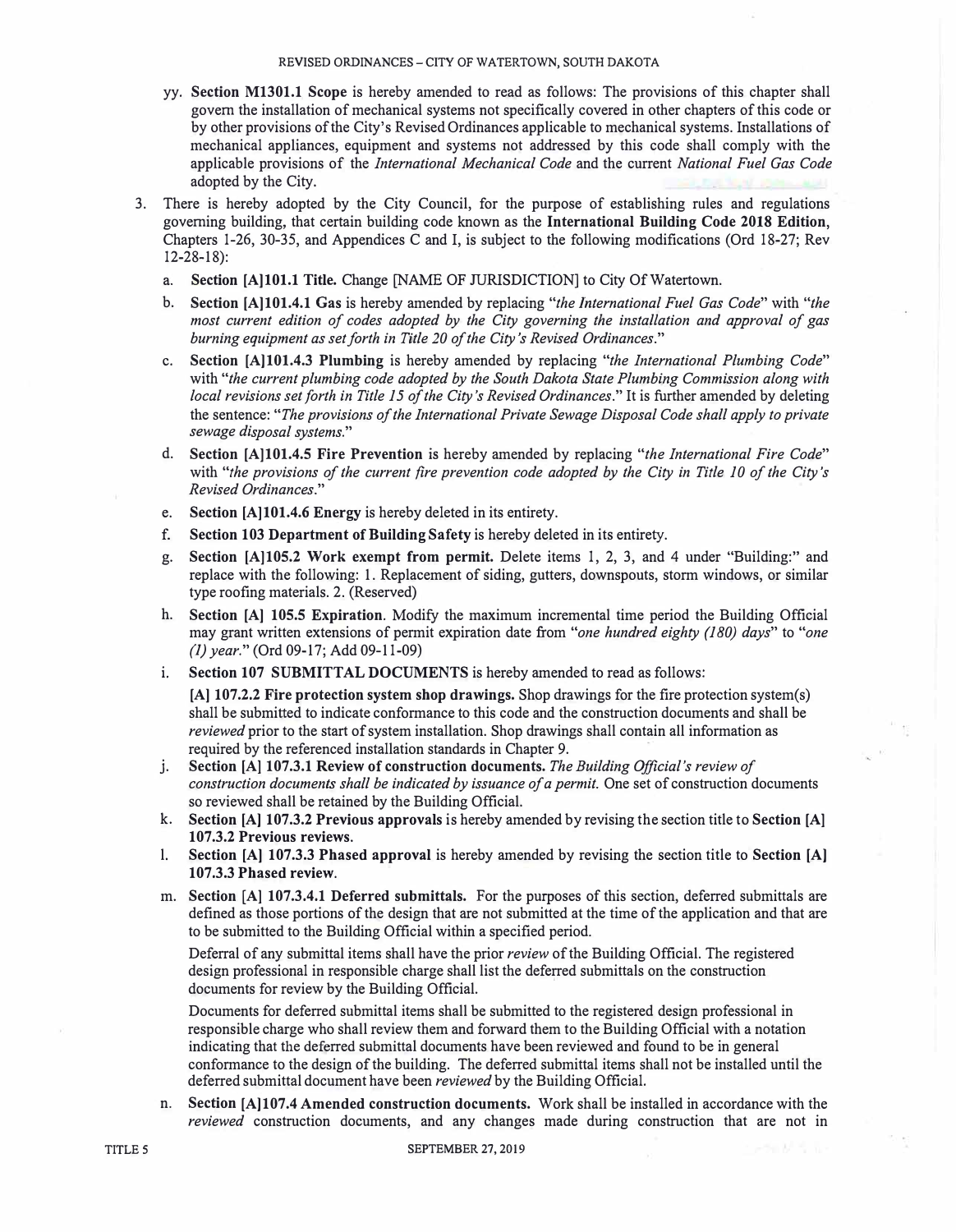yy. **Section M1301.1 Scope** is hereby amended to read as follows: The provisions of this chapter shall govern the installation of mechanical systems not specifically covered in other chapters of this code or by other provisions of the City's Revised Ordinances applicable to mechanical systems. Installations of mechanical appliances, equipment and systems not addressed by this code shall comply with the applicable provisions of the *International Mechanical Code* and the current *National Fuel Gas Code* adopted by the City.

3. There is hereby adopted by the City Council, for the purpose of establishing rules and regulations governing building, that certain building code known as the **International Building Code 2018 Edition**, Chapters 1-26, 30-35, and Appendices C and I, is subject to the following modifications (Ord 18-27; Rev 12-28-18):

   a. **Section [A]101.1 Title.** Change [NAME OF JURISDICTION] to City Of Watertown.

   b. **Section [A]101.4.1 Gas** is hereby amended by replacing *"the International Fuel Gas Code"* with *"the most current edition of codes adopted by the City governing the installation and approval of gas burning equipment as set forth in Title 20 of the City's Revised Ordinances."*

   c. **Section [A]101.4.3 Plumbing** is hereby amended by replacing *"the International Plumbing Code"* with *"the current plumbing code adopted by the South Dakota State Plumbing Commission along with local revisions set forth in Title 15 of the City's Revised Ordinances."* It is further amended by deleting the sentence: *"The provisions of the International Private Sewage Disposal Code shall apply to private sewage disposal systems."*

   d. **Section [A]101.4.5 Fire Prevention** is hereby amended by replacing *"the International Fire Code"* with *"the provisions of the current fire prevention code adopted by the City in Title 10 of the City's Revised Ordinances."*

   e. **Section [A]101.4.6 Energy** is hereby deleted in its entirety.

   f. **Section 103 Department of Building Safety** is hereby deleted in its entirety.

   g. **Section [A]105.2 Work exempt from permit.** Delete items 1, 2, 3, and 4 under "Building:" and replace with the following: 1. Replacement of siding, gutters, downspouts, storm windows, or similar type roofing materials. 2. (Reserved)

   h. **Section [A] 105.5 Expiration**. Modify the maximum incremental time period the Building Official may grant written extensions of permit expiration date from *"one hundred eighty (180) days"* to *"one (1) year."* (Ord 09-17; Add 09-11-09)

   i. **Section 107 SUBMITTAL DOCUMENTS** is hereby amended to read as follows:

      **[A] 107.2.2 Fire protection system shop drawings.** Shop drawings for the fire protection system(s) shall be submitted to indicate conformance to this code and the construction documents and shall be *reviewed* prior to the start of system installation. Shop drawings shall contain all information as required by the referenced installation standards in Chapter 9.

   j. **Section [A] 107.3.1 Review of construction documents.** *The Building Official's review of construction documents shall be indicated by issuance of a permit.* One set of construction documents so reviewed shall be retained by the Building Official.

   k. **Section [A] 107.3.2 Previous approvals** is hereby amended by revising the section title to **Section [A] 107.3.2 Previous reviews.**

   l. **Section [A] 107.3.3 Phased approval** is hereby amended by revising the section title to **Section [A] 107.3.3 Phased review.**

   m. **Section [A] 107.3.4.1 Deferred submittals.** For the purposes of this section, deferred submittals are defined as those portions of the design that are not submitted at the time of the application and that are to be submitted to the Building Official within a specified period.

      Deferral of any submittal items shall have the prior *review* of the Building Official. The registered design professional in responsible charge shall list the deferred submittals on the construction documents for review by the Building Official.

      Documents for deferred submittal items shall be submitted to the registered design professional in responsible charge who shall review them and forward them to the Building Official with a notation indicating that the deferred submittal documents have been reviewed and found to be in general conformance to the design of the building. The deferred submittal items shall not be installed until the deferred submittal document have been *reviewed* by the Building Official.

   n. **Section [A]107.4 Amended construction documents.** Work shall be installed in accordance with the *reviewed* construction documents, and any changes made during construction that are not in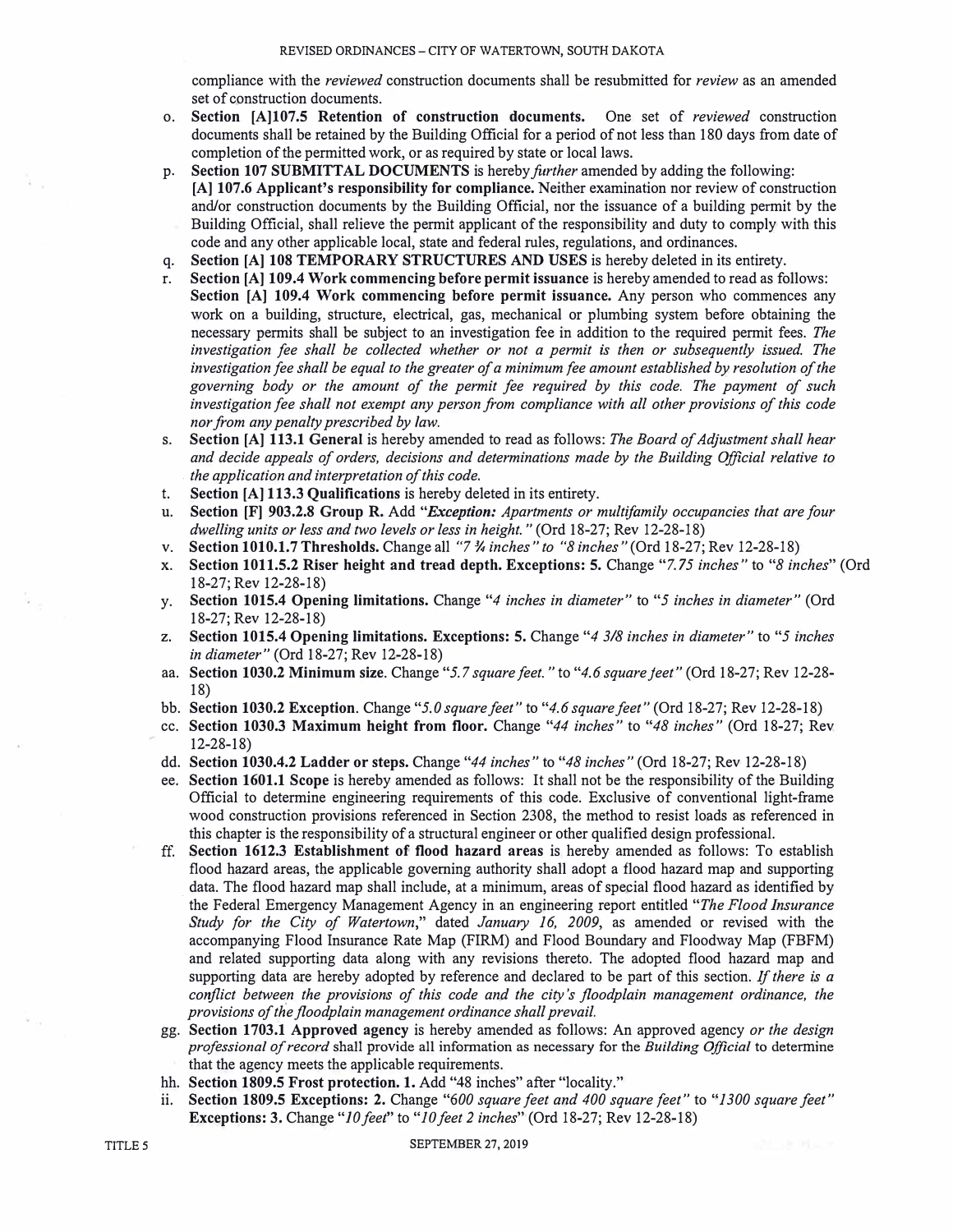compliance with the *reviewed* construction documents shall be resubmitted for *review* as an amended set of construction documents.

o. **Section [A]107.5 Retention of construction documents.** One set of *reviewed* construction documents shall be retained by the Building Official for a period of not less than 180 days from date of completion of the permitted work, or as required by state or local laws.

p. **Section 107 SUBMITTAL DOCUMENTS** is hereby *further* amended by adding the following:
**[A] 107.6 Applicant's responsibility for compliance.** Neither examination nor review of construction and/or construction documents by the Building Official, nor the issuance of a building permit by the Building Official, shall relieve the permit applicant of the responsibility and duty to comply with this code and any other applicable local, state and federal rules, regulations, and ordinances.

q. **Section [A] 108 TEMPORARY STRUCTURES AND USES** is hereby deleted in its entirety.

r. **Section [A] 109.4 Work commencing before permit issuance** is hereby amended to read as follows:
**Section [A] 109.4 Work commencing before permit issuance.** Any person who commences any work on a building, structure, electrical, gas, mechanical or plumbing system before obtaining the necessary permits shall be subject to an investigation fee in addition to the required permit fees. *The investigation fee shall be collected whether or not a permit is then or subsequently issued. The investigation fee shall be equal to the greater of a minimum fee amount established by resolution of the governing body or the amount of the permit fee required by this code. The payment of such investigation fee shall not exempt any person from compliance with all other provisions of this code nor from any penalty prescribed by law.*

s. **Section [A] 113.1 General** is hereby amended to read as follows: *The Board of Adjustment shall hear and decide appeals of orders, decisions and determinations made by the Building Official relative to the application and interpretation of this code.*

t. **Section [A] 113.3 Qualifications** is hereby deleted in its entirety.

u. **Section [F] 903.2.8 Group R.** Add "***Exception:*** *Apartments or multifamily occupancies that are four dwelling units or less and two levels or less in height.*" (Ord 18-27; Rev 12-28-18)

v. **Section 1010.1.7 Thresholds.** Change all *"7 ¾ inches" to "8 inches"* (Ord 18-27; Rev 12-28-18)

x. **Section 1011.5.2 Riser height and tread depth. Exceptions: 5.** Change "*7.75 inches*" to "*8 inches*" (Ord 18-27; Rev 12-28-18)

y. **Section 1015.4 Opening limitations.** Change "*4 inches in diameter*" to "*5 inches in diameter*" (Ord 18-27; Rev 12-28-18)

z. **Section 1015.4 Opening limitations. Exceptions: 5.** Change "*4 3/8 inches in diameter*" to "*5 inches in diameter*" (Ord 18-27; Rev 12-28-18)

aa. **Section 1030.2 Minimum size.** Change "*5.7 square feet.*" to "*4.6 square feet*" (Ord 18-27; Rev 12-28-18)

bb. **Section 1030.2 Exception.** Change "*5.0 square feet*" to "*4.6 square feet*" (Ord 18-27; Rev 12-28-18)

cc. **Section 1030.3 Maximum height from floor.** Change "*44 inches*" to "*48 inches*" (Ord 18-27; Rev 12-28-18)

dd. **Section 1030.4.2 Ladder or steps.** Change "*44 inches*" to "*48 inches*" (Ord 18-27; Rev 12-28-18)

ee. **Section 1601.1 Scope** is hereby amended as follows: It shall not be the responsibility of the Building Official to determine engineering requirements of this code. Exclusive of conventional light-frame wood construction provisions referenced in Section 2308, the method to resist loads as referenced in this chapter is the responsibility of a structural engineer or other qualified design professional.

ff. **Section 1612.3 Establishment of flood hazard areas** is hereby amended as follows: To establish flood hazard areas, the applicable governing authority shall adopt a flood hazard map and supporting data. The flood hazard map shall include, at a minimum, areas of special flood hazard as identified by the Federal Emergency Management Agency in an engineering report entitled "*The Flood Insurance Study for the City of Watertown*," dated *January 16, 2009*, as amended or revised with the accompanying Flood Insurance Rate Map (FIRM) and Flood Boundary and Floodway Map (FBFM) and related supporting data along with any revisions thereto. The adopted flood hazard map and supporting data are hereby adopted by reference and declared to be part of this section. *If there is a conflict between the provisions of this code and the city's floodplain management ordinance, the provisions of the floodplain management ordinance shall prevail.*

gg. **Section 1703.1 Approved agency** is hereby amended as follows: An approved agency *or the design professional of record* shall provide all information as necessary for the *Building Official* to determine that the agency meets the applicable requirements.

hh. **Section 1809.5 Frost protection. 1.** Add "48 inches" after "locality."

ii. **Section 1809.5 Exceptions: 2.** Change "*600 square feet and 400 square feet*" to "*1300 square feet*" **Exceptions: 3.** Change "*10 feet*" to "*10 feet 2 inches*" (Ord 18-27; Rev 12-28-18)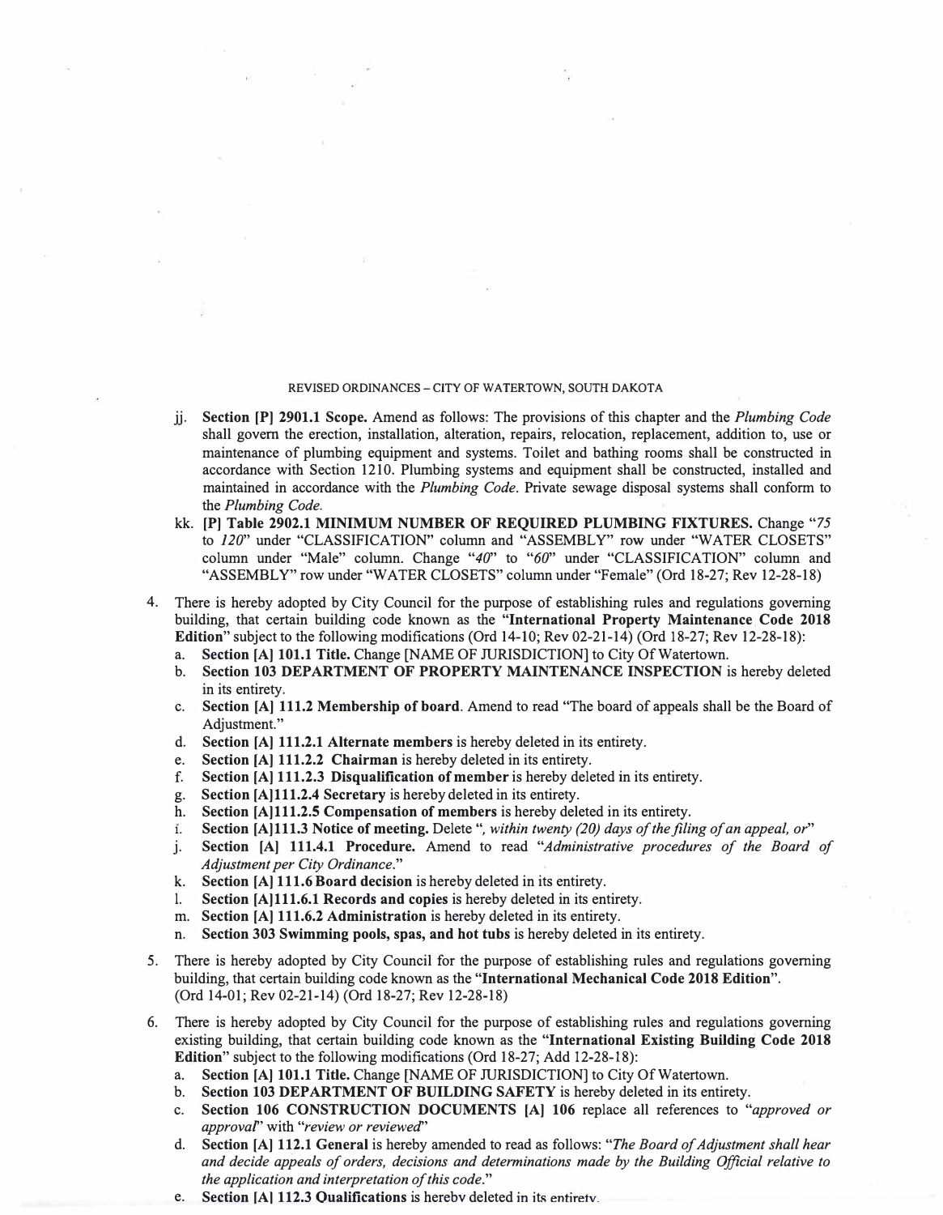jj. **Section [P] 2901.1 Scope.** Amend as follows: The provisions of this chapter and the *Plumbing Code* shall govern the erection, installation, alteration, repairs, relocation, replacement, addition to, use or maintenance of plumbing equipment and systems. Toilet and bathing rooms shall be constructed in accordance with Section 1210. Plumbing systems and equipment shall be constructed, installed and maintained in accordance with the *Plumbing Code*. Private sewage disposal systems shall conform to the *Plumbing Code.*

kk. **[P] Table 2902.1 MINIMUM NUMBER OF REQUIRED PLUMBING FIXTURES.** Change "*75* to *120*" under "CLASSIFICATION" column and "ASSEMBLY" row under "WATER CLOSETS" column under "Male" column. Change "*40*" to "*60*" under "CLASSIFICATION" column and "ASSEMBLY" row under "WATER CLOSETS" column under "Female" (Ord 18-27; Rev 12-28-18)

4. There is hereby adopted by City Council for the purpose of establishing rules and regulations governing building, that certain building code known as the **"International Property Maintenance Code 2018 Edition"** subject to the following modifications (Ord 14-10; Rev 02-21-14) (Ord 18-27; Rev 12-28-18):
   a. **Section [A] 101.1 Title.** Change [NAME OF JURISDICTION] to City Of Watertown.
   b. **Section 103 DEPARTMENT OF PROPERTY MAINTENANCE INSPECTION** is hereby deleted in its entirety.
   c. **Section [A] 111.2 Membership of board**. Amend to read "The board of appeals shall be the Board of Adjustment."
   d. **Section [A] 111.2.1 Alternate members** is hereby deleted in its entirety.
   e. **Section [A] 111.2.2 Chairman** is hereby deleted in its entirety.
   f. **Section [A] 111.2.3 Disqualification of member** is hereby deleted in its entirety.
   g. **Section [A]111.2.4 Secretary** is hereby deleted in its entirety.
   h. **Section [A]111.2.5 Compensation of members** is hereby deleted in its entirety.
   i. **Section [A]111.3 Notice of meeting.** Delete "*, within twenty (20) days of the filing of an appeal, or*"
   j. **Section [A] 111.4.1 Procedure.** Amend to read "*Administrative procedures of the Board of Adjustment per City Ordinance.*"
   k. **Section [A] 111.6 Board decision** is hereby deleted in its entirety.
   l. **Section [A]111.6.1 Records and copies** is hereby deleted in its entirety.
   m. **Section [A] 111.6.2 Administration** is hereby deleted in its entirety.
   n. **Section 303 Swimming pools, spas, and hot tubs** is hereby deleted in its entirety.

5. There is hereby adopted by City Council for the purpose of establishing rules and regulations governing building, that certain building code known as the **"International Mechanical Code 2018 Edition"**. (Ord 14-01; Rev 02-21-14) (Ord 18-27; Rev 12-28-18)

6. There is hereby adopted by City Council for the purpose of establishing rules and regulations governing existing building, that certain building code known as the **"International Existing Building Code 2018 Edition"** subject to the following modifications (Ord 18-27; Add 12-28-18):
   a. **Section [A] 101.1 Title.** Change [NAME OF JURISDICTION] to City Of Watertown.
   b. **Section 103 DEPARTMENT OF BUILDING SAFETY** is hereby deleted in its entirety.
   c. **Section 106 CONSTRUCTION DOCUMENTS [A] 106** replace all references to "*approved or approval*" with "*review or reviewed*"
   d. **Section [A] 112.1 General** is hereby amended to read as follows: "*The Board of Adjustment shall hear and decide appeals of orders, decisions and determinations made by the Building Official relative to the application and interpretation of this code.*"
   e. **Section [A] 112.3 Qualifications** is hereby deleted in its entirety.